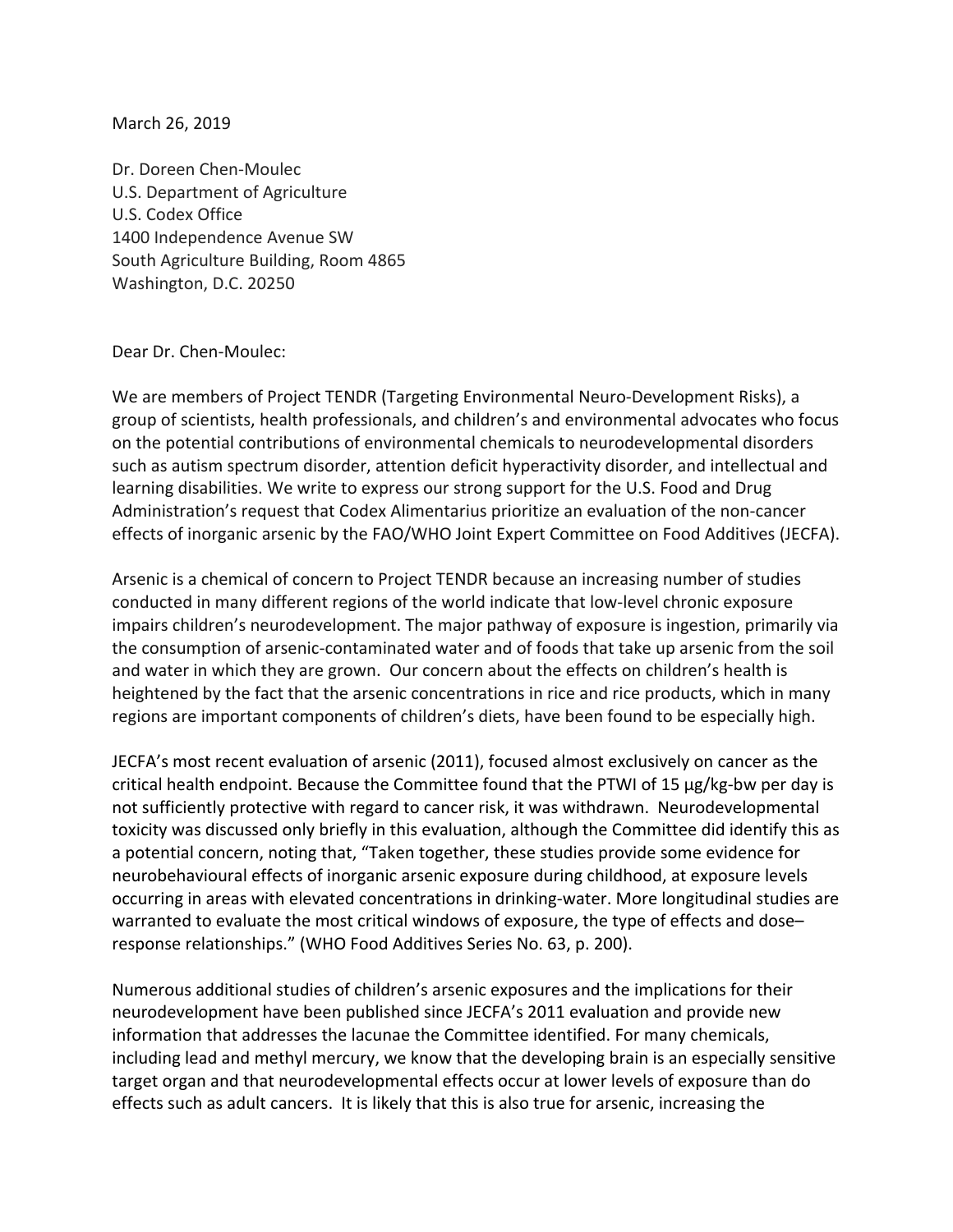March 26, 2019

Dr. Doreen Chen-Moulec
U.S. Department of Agriculture
U.S. Codex Office
1400 Independence Avenue SW
South Agriculture Building, Room 4865
Washington, D.C. 20250

Dear Dr. Chen-Moulec:

We are members of Project TENDR (Targeting Environmental Neuro-Development Risks), a group of scientists, health professionals, and children's and environmental advocates who focus on the potential contributions of environmental chemicals to neurodevelopmental disorders such as autism spectrum disorder, attention deficit hyperactivity disorder, and intellectual and learning disabilities. We write to express our strong support for the U.S. Food and Drug Administration's request that Codex Alimentarius prioritize an evaluation of the non-cancer effects of inorganic arsenic by the FAO/WHO Joint Expert Committee on Food Additives (JECFA).

Arsenic is a chemical of concern to Project TENDR because an increasing number of studies conducted in many different regions of the world indicate that low-level chronic exposure impairs children's neurodevelopment. The major pathway of exposure is ingestion, primarily via the consumption of arsenic-contaminated water and of foods that take up arsenic from the soil and water in which they are grown. Our concern about the effects on children's health is heightened by the fact that the arsenic concentrations in rice and rice products, which in many regions are important components of children's diets, have been found to be especially high.

JECFA's most recent evaluation of arsenic (2011), focused almost exclusively on cancer as the critical health endpoint. Because the Committee found that the PTWI of 15 μg/kg-bw per day is not sufficiently protective with regard to cancer risk, it was withdrawn. Neurodevelopmental toxicity was discussed only briefly in this evaluation, although the Committee did identify this as a potential concern, noting that, "Taken together, these studies provide some evidence for neurobehavioural effects of inorganic arsenic exposure during childhood, at exposure levels occurring in areas with elevated concentrations in drinking-water. More longitudinal studies are warranted to evaluate the most critical windows of exposure, the type of effects and dose–response relationships." (WHO Food Additives Series No. 63, p. 200).

Numerous additional studies of children's arsenic exposures and the implications for their neurodevelopment have been published since JECFA's 2011 evaluation and provide new information that addresses the lacunae the Committee identified. For many chemicals, including lead and methyl mercury, we know that the developing brain is an especially sensitive target organ and that neurodevelopmental effects occur at lower levels of exposure than do effects such as adult cancers. It is likely that this is also true for arsenic, increasing the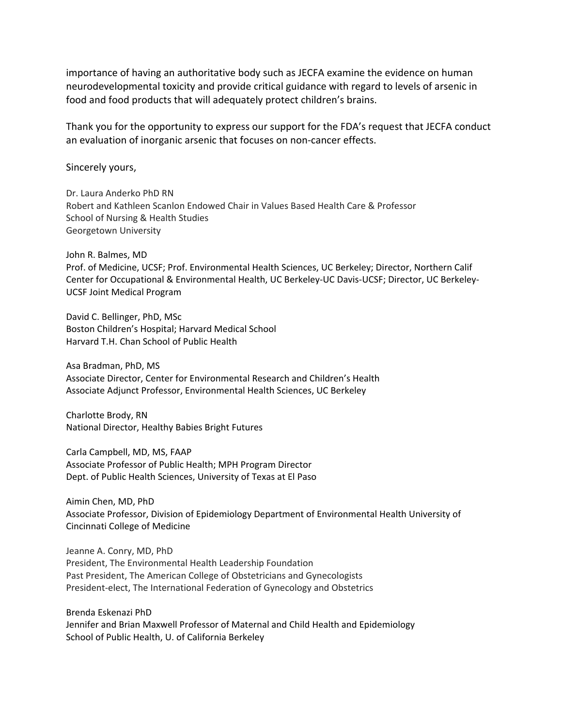importance of having an authoritative body such as JECFA examine the evidence on human neurodevelopmental toxicity and provide critical guidance with regard to levels of arsenic in food and food products that will adequately protect children's brains.

Thank you for the opportunity to express our support for the FDA's request that JECFA conduct an evaluation of inorganic arsenic that focuses on non-cancer effects.

Sincerely yours,

Dr. Laura Anderko PhD RN
Robert and Kathleen Scanlon Endowed Chair in Values Based Health Care & Professor
School of Nursing & Health Studies
Georgetown University

John R. Balmes, MD
Prof. of Medicine, UCSF; Prof. Environmental Health Sciences, UC Berkeley; Director, Northern Calif Center for Occupational & Environmental Health, UC Berkeley-UC Davis-UCSF; Director, UC Berkeley-UCSF Joint Medical Program

David C. Bellinger, PhD, MSc
Boston Children's Hospital; Harvard Medical School
Harvard T.H. Chan School of Public Health

Asa Bradman, PhD, MS
Associate Director, Center for Environmental Research and Children's Health
Associate Adjunct Professor, Environmental Health Sciences, UC Berkeley

Charlotte Brody, RN
National Director, Healthy Babies Bright Futures

Carla Campbell, MD, MS, FAAP
Associate Professor of Public Health; MPH Program Director
Dept. of Public Health Sciences, University of Texas at El Paso

Aimin Chen, MD, PhD
Associate Professor, Division of Epidemiology Department of Environmental Health University of Cincinnati College of Medicine

Jeanne A. Conry, MD, PhD
President, The Environmental Health Leadership Foundation
Past President, The American College of Obstetricians and Gynecologists
President-elect, The International Federation of Gynecology and Obstetrics

Brenda Eskenazi PhD
Jennifer and Brian Maxwell Professor of Maternal and Child Health and Epidemiology
School of Public Health, U. of California Berkeley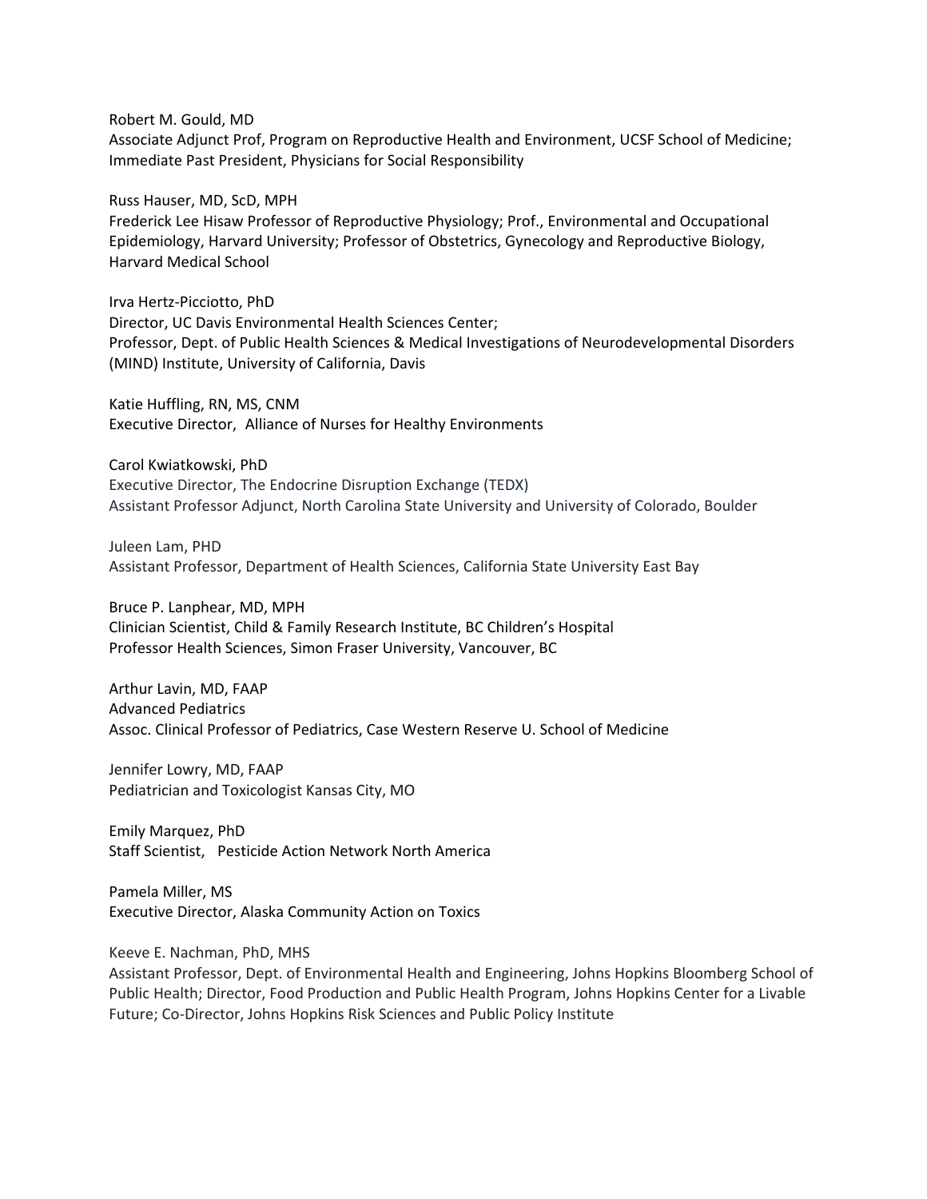Robert M. Gould, MD
Associate Adjunct Prof, Program on Reproductive Health and Environment, UCSF School of Medicine; Immediate Past President, Physicians for Social Responsibility

Russ Hauser, MD, ScD, MPH
Frederick Lee Hisaw Professor of Reproductive Physiology; Prof., Environmental and Occupational Epidemiology, Harvard University; Professor of Obstetrics, Gynecology and Reproductive Biology, Harvard Medical School

Irva Hertz-Picciotto, PhD
Director, UC Davis Environmental Health Sciences Center;
Professor, Dept. of Public Health Sciences & Medical Investigations of Neurodevelopmental Disorders (MIND) Institute, University of California, Davis

Katie Huffling, RN, MS, CNM
Executive Director, Alliance of Nurses for Healthy Environments

Carol Kwiatkowski, PhD
Executive Director, The Endocrine Disruption Exchange (TEDX)
Assistant Professor Adjunct, North Carolina State University and University of Colorado, Boulder

Juleen Lam, PHD
Assistant Professor, Department of Health Sciences, California State University East Bay

Bruce P. Lanphear, MD, MPH
Clinician Scientist, Child & Family Research Institute, BC Children's Hospital
Professor Health Sciences, Simon Fraser University, Vancouver, BC

Arthur Lavin, MD, FAAP
Advanced Pediatrics
Assoc. Clinical Professor of Pediatrics, Case Western Reserve U. School of Medicine

Jennifer Lowry, MD, FAAP
Pediatrician and Toxicologist Kansas City, MO

Emily Marquez, PhD
Staff Scientist, Pesticide Action Network North America

Pamela Miller, MS
Executive Director, Alaska Community Action on Toxics

Keeve E. Nachman, PhD, MHS
Assistant Professor, Dept. of Environmental Health and Engineering, Johns Hopkins Bloomberg School of Public Health; Director, Food Production and Public Health Program, Johns Hopkins Center for a Livable Future; Co-Director, Johns Hopkins Risk Sciences and Public Policy Institute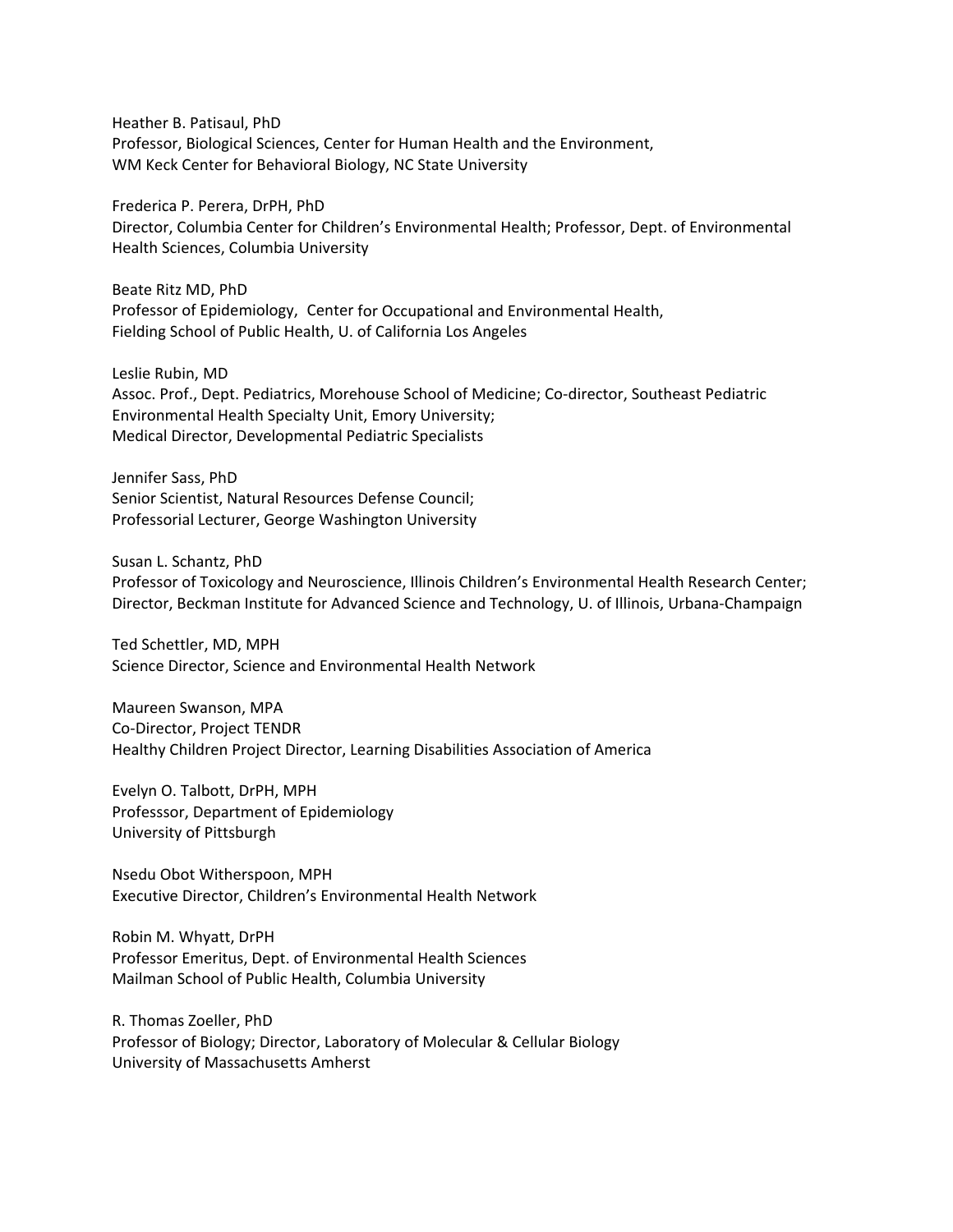Heather B. Patisaul, PhD
Professor, Biological Sciences, Center for Human Health and the Environment,
WM Keck Center for Behavioral Biology, NC State University

Frederica P. Perera, DrPH, PhD
Director, Columbia Center for Children's Environmental Health; Professor, Dept. of Environmental Health Sciences, Columbia University

Beate Ritz MD, PhD
Professor of Epidemiology, Center for Occupational and Environmental Health,
Fielding School of Public Health, U. of California Los Angeles

Leslie Rubin, MD
Assoc. Prof., Dept. Pediatrics, Morehouse School of Medicine; Co-director, Southeast Pediatric Environmental Health Specialty Unit, Emory University;
Medical Director, Developmental Pediatric Specialists

Jennifer Sass, PhD
Senior Scientist, Natural Resources Defense Council;
Professorial Lecturer, George Washington University

Susan L. Schantz, PhD
Professor of Toxicology and Neuroscience, Illinois Children's Environmental Health Research Center;
Director, Beckman Institute for Advanced Science and Technology, U. of Illinois, Urbana-Champaign

Ted Schettler, MD, MPH
Science Director, Science and Environmental Health Network

Maureen Swanson, MPA
Co-Director, Project TENDR
Healthy Children Project Director, Learning Disabilities Association of America

Evelyn O. Talbott, DrPH, MPH
Professsor, Department of Epidemiology
University of Pittsburgh

Nsedu Obot Witherspoon, MPH
Executive Director, Children's Environmental Health Network

Robin M. Whyatt, DrPH
Professor Emeritus, Dept. of Environmental Health Sciences
Mailman School of Public Health, Columbia University

R. Thomas Zoeller, PhD
Professor of Biology; Director, Laboratory of Molecular & Cellular Biology
University of Massachusetts Amherst